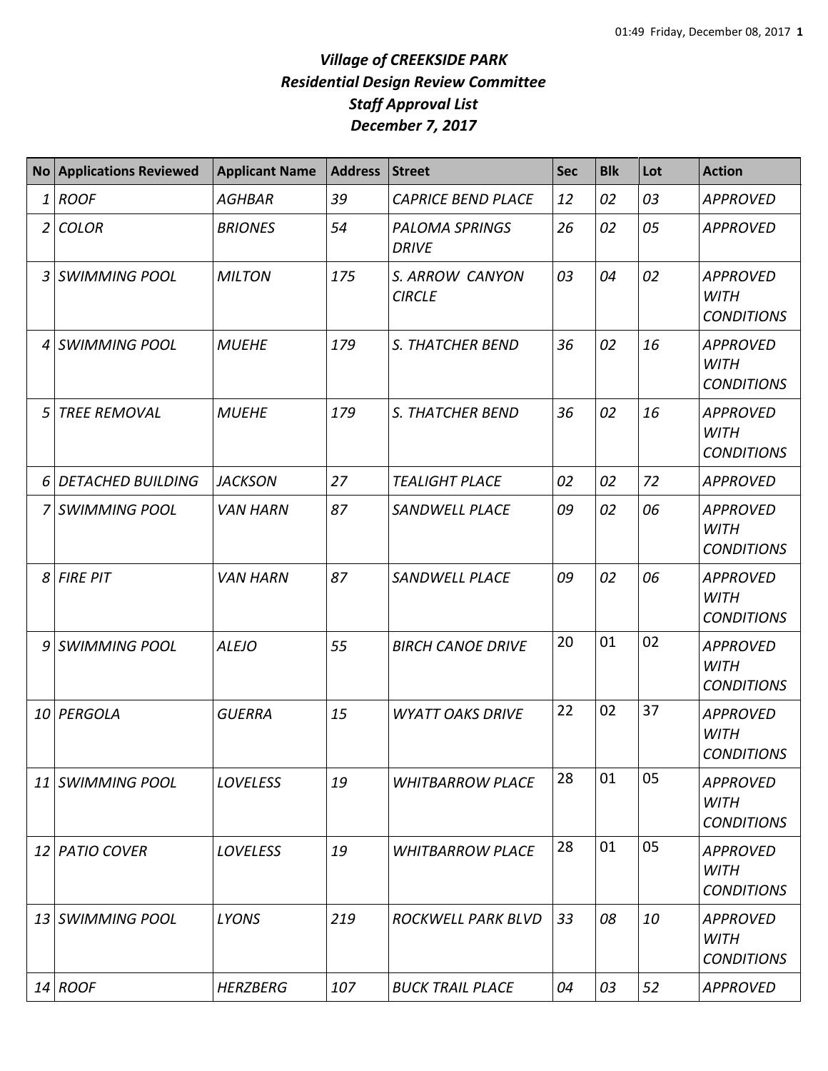# *Village of CREEKSIDE PARK*
# *Residential Design Review Committee*
# *Staff Approval List*
# *December 7, 2017*

| No | Applications Reviewed | Applicant Name | Address | Street | Sec | Blk | Lot | Action |
|---|---|---|---|---|---|---|---|---|
| 1 | *ROOF* | *AGHBAR* | *39* | *CAPRICE BEND PLACE* | *12* | *02* | *03* | *APPROVED* |
| 2 | *COLOR* | *BRIONES* | *54* | *PALOMA SPRINGS DRIVE* | *26* | *02* | *05* | *APPROVED* |
| 3 | *SWIMMING POOL* | *MILTON* | *175* | *S. ARROW CANYON CIRCLE* | *03* | *04* | *02* | *APPROVED WITH CONDITIONS* |
| 4 | *SWIMMING POOL* | *MUEHE* | *179* | *S. THATCHER BEND* | *36* | *02* | *16* | *APPROVED WITH CONDITIONS* |
| 5 | *TREE REMOVAL* | *MUEHE* | *179* | *S. THATCHER BEND* | *36* | *02* | *16* | *APPROVED WITH CONDITIONS* |
| 6 | *DETACHED BUILDING* | *JACKSON* | *27* | *TEALIGHT PLACE* | *02* | *02* | *72* | *APPROVED* |
| 7 | *SWIMMING POOL* | *VAN HARN* | *87* | *SANDWELL PLACE* | *09* | *02* | *06* | *APPROVED WITH CONDITIONS* |
| 8 | *FIRE PIT* | *VAN HARN* | *87* | *SANDWELL PLACE* | *09* | *02* | *06* | *APPROVED WITH CONDITIONS* |
| 9 | *SWIMMING POOL* | *ALEJO* | *55* | *BIRCH CANOE DRIVE* | 20 | 01 | 02 | *APPROVED WITH CONDITIONS* |
| 10 | *PERGOLA* | *GUERRA* | *15* | *WYATT OAKS DRIVE* | 22 | 02 | 37 | *APPROVED WITH CONDITIONS* |
| 11 | *SWIMMING POOL* | *LOVELESS* | *19* | *WHITBARROW PLACE* | 28 | 01 | 05 | *APPROVED WITH CONDITIONS* |
| 12 | *PATIO COVER* | *LOVELESS* | *19* | *WHITBARROW PLACE* | 28 | 01 | 05 | *APPROVED WITH CONDITIONS* |
| 13 | *SWIMMING POOL* | *LYONS* | *219* | *ROCKWELL PARK BLVD* | *33* | *08* | *10* | *APPROVED WITH CONDITIONS* |
| 14 | *ROOF* | *HERZBERG* | *107* | *BUCK TRAIL PLACE* | *04* | *03* | *52* | *APPROVED* |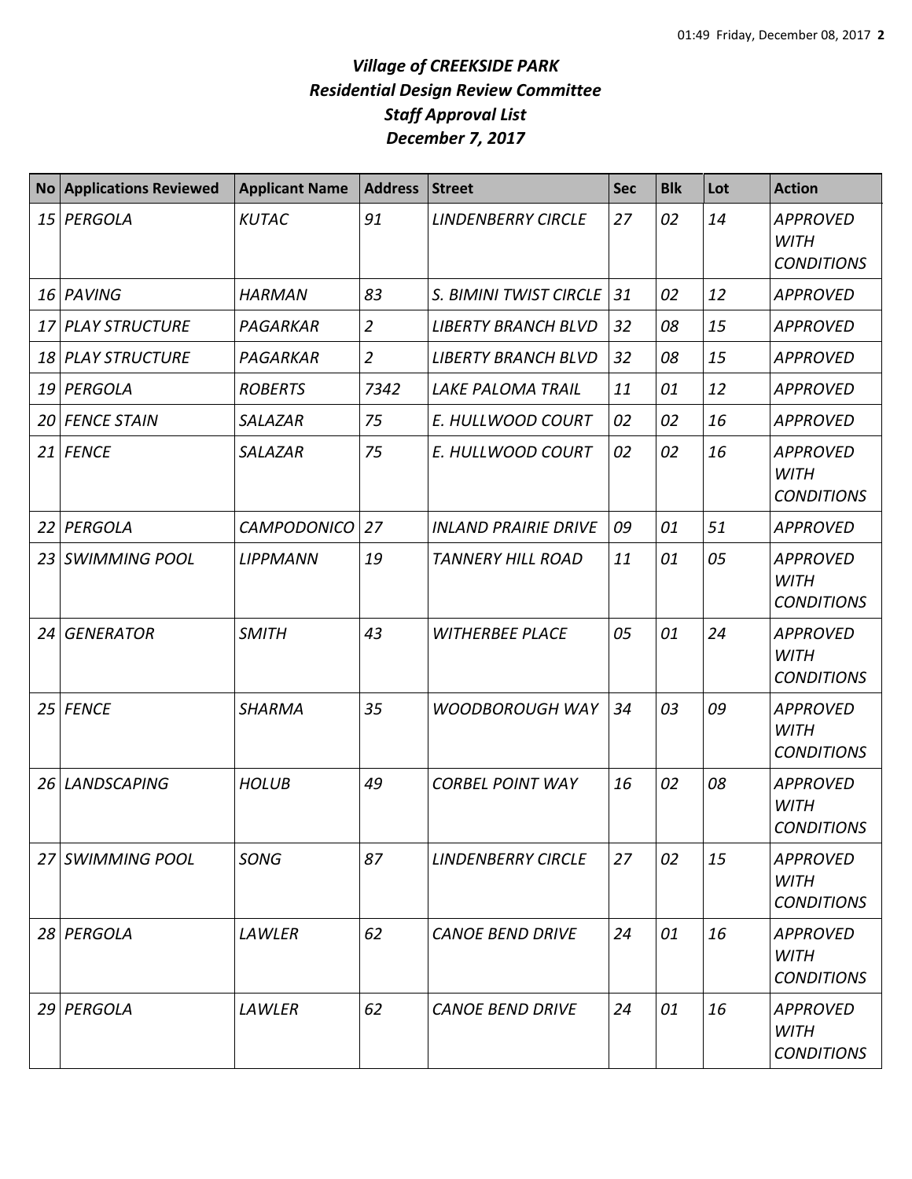# *Village of CREEKSIDE PARK*
# *Residential Design Review Committee*
# *Staff Approval List*
# *December 7, 2017*

| No | Applications Reviewed | Applicant Name | Address | Street | Sec | Blk | Lot | Action |
|---|---|---|---|---|---|---|---|---|
| *15* | *PERGOLA* | *KUTAC* | *91* | *LINDENBERRY CIRCLE* | *27* | *02* | *14* | *APPROVED WITH CONDITIONS* |
| *16* | *PAVING* | *HARMAN* | *83* | *S. BIMINI TWIST CIRCLE* | *31* | *02* | *12* | *APPROVED* |
| *17* | *PLAY STRUCTURE* | *PAGARKAR* | *2* | *LIBERTY BRANCH BLVD* | *32* | *08* | *15* | *APPROVED* |
| *18* | *PLAY STRUCTURE* | *PAGARKAR* | *2* | *LIBERTY BRANCH BLVD* | *32* | *08* | *15* | *APPROVED* |
| *19* | *PERGOLA* | *ROBERTS* | *7342* | *LAKE PALOMA TRAIL* | *11* | *01* | *12* | *APPROVED* |
| *20* | *FENCE STAIN* | *SALAZAR* | *75* | *E. HULLWOOD COURT* | *02* | *02* | *16* | *APPROVED* |
| *21* | *FENCE* | *SALAZAR* | *75* | *E. HULLWOOD COURT* | *02* | *02* | *16* | *APPROVED WITH CONDITIONS* |
| *22* | *PERGOLA* | *CAMPODONICO* | *27* | *INLAND PRAIRIE DRIVE* | *09* | *01* | *51* | *APPROVED* |
| *23* | *SWIMMING POOL* | *LIPPMANN* | *19* | *TANNERY HILL ROAD* | *11* | *01* | *05* | *APPROVED WITH CONDITIONS* |
| *24* | *GENERATOR* | *SMITH* | *43* | *WITHERBEE PLACE* | *05* | *01* | *24* | *APPROVED WITH CONDITIONS* |
| *25* | *FENCE* | *SHARMA* | *35* | *WOODBOROUGH WAY* | *34* | *03* | *09* | *APPROVED WITH CONDITIONS* |
| *26* | *LANDSCAPING* | *HOLUB* | *49* | *CORBEL POINT WAY* | *16* | *02* | *08* | *APPROVED WITH CONDITIONS* |
| *27* | *SWIMMING POOL* | *SONG* | *87* | *LINDENBERRY CIRCLE* | *27* | *02* | *15* | *APPROVED WITH CONDITIONS* |
| *28* | *PERGOLA* | *LAWLER* | *62* | *CANOE BEND DRIVE* | *24* | *01* | *16* | *APPROVED WITH CONDITIONS* |
| *29* | *PERGOLA* | *LAWLER* | *62* | *CANOE BEND DRIVE* | *24* | *01* | *16* | *APPROVED WITH CONDITIONS* |